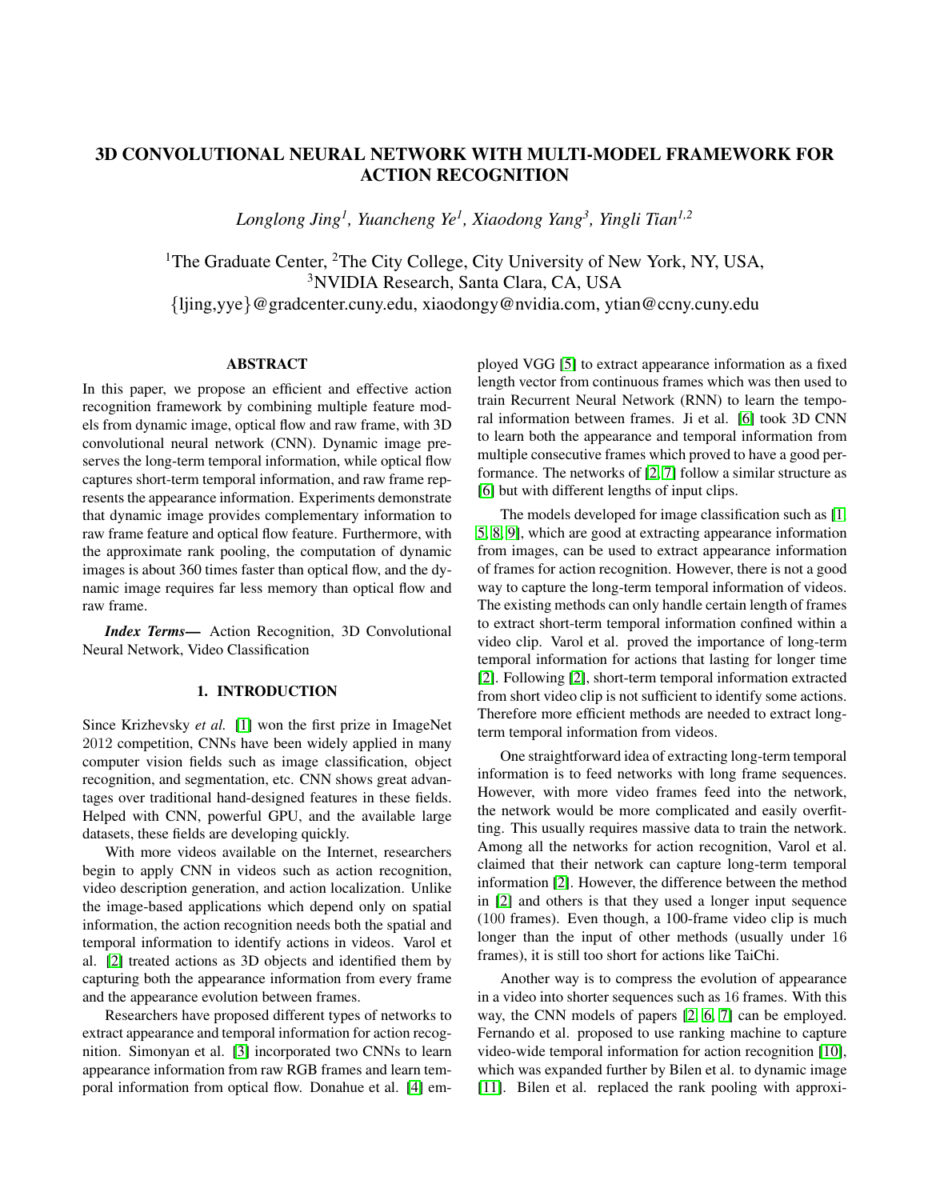# 3D CONVOLUTIONAL NEURAL NETWORK WITH MULTI-MODEL FRAMEWORK FOR ACTION RECOGNITION

*Longlong Jing[1], Yuancheng Ye[1], Xiaodong Yang[3], Yingli Tian[1,2]*

[1]The Graduate Center, [2]The City College, City University of New York, NY, USA,
[3]NVIDIA Research, Santa Clara, CA, USA
{ljing,yye}@gradcenter.cuny.edu, xiaodongy@nvidia.com, ytian@ccny.cuny.edu

## ABSTRACT

In this paper, we propose an efficient and effective action recognition framework by combining multiple feature models from dynamic image, optical flow and raw frame, with 3D convolutional neural network (CNN). Dynamic image preserves the long-term temporal information, while optical flow captures short-term temporal information, and raw frame represents the appearance information. Experiments demonstrate that dynamic image provides complementary information to raw frame feature and optical flow feature. Furthermore, with the approximate rank pooling, the computation of dynamic images is about 360 times faster than optical flow, and the dynamic image requires far less memory than optical flow and raw frame.

***Index Terms*—** Action Recognition, 3D Convolutional Neural Network, Video Classification

## 1. INTRODUCTION

Since Krizhevsky *et al.* [1] won the first prize in ImageNet 2012 competition, CNNs have been widely applied in many computer vision fields such as image classification, object recognition, and segmentation, etc. CNN shows great advantages over traditional hand-designed features in these fields. Helped with CNN, powerful GPU, and the available large datasets, these fields are developing quickly.

With more videos available on the Internet, researchers begin to apply CNN in videos such as action recognition, video description generation, and action localization. Unlike the image-based applications which depend only on spatial information, the action recognition needs both the spatial and temporal information to identify actions in videos. Varol et al. [2] treated actions as 3D objects and identified them by capturing both the appearance information from every frame and the appearance evolution between frames.

Researchers have proposed different types of networks to extract appearance and temporal information for action recognition. Simonyan et al. [3] incorporated two CNNs to learn appearance information from raw RGB frames and learn temporal information from optical flow. Donahue et al. [4] employed VGG [5] to extract appearance information as a fixed length vector from continuous frames which was then used to train Recurrent Neural Network (RNN) to learn the temporal information between frames. Ji et al. [6] took 3D CNN to learn both the appearance and temporal information from multiple consecutive frames which proved to have a good performance. The networks of [2, 7] follow a similar structure as [6] but with different lengths of input clips.

The models developed for image classification such as [1, 5, 8, 9], which are good at extracting appearance information from images, can be used to extract appearance information of frames for action recognition. However, there is not a good way to capture the long-term temporal information of videos. The existing methods can only handle certain length of frames to extract short-term temporal information confined within a video clip. Varol et al. proved the importance of long-term temporal information for actions that lasting for longer time [2]. Following [2], short-term temporal information extracted from short video clip is not sufficient to identify some actions. Therefore more efficient methods are needed to extract long-term temporal information from videos.

One straightforward idea of extracting long-term temporal information is to feed networks with long frame sequences. However, with more video frames feed into the network, the network would be more complicated and easily overfitting. This usually requires massive data to train the network. Among all the networks for action recognition, Varol et al. claimed that their network can capture long-term temporal information [2]. However, the difference between the method in [2] and others is that they used a longer input sequence (100 frames). Even though, a 100-frame video clip is much longer than the input of other methods (usually under 16 frames), it is still too short for actions like TaiChi.

Another way is to compress the evolution of appearance in a video into shorter sequences such as 16 frames. With this way, the CNN models of papers [2, 6, 7] can be employed. Fernando et al. proposed to use ranking machine to capture video-wide temporal information for action recognition [10], which was expanded further by Bilen et al. to dynamic image [11]. Bilen et al. replaced the rank pooling with approxi-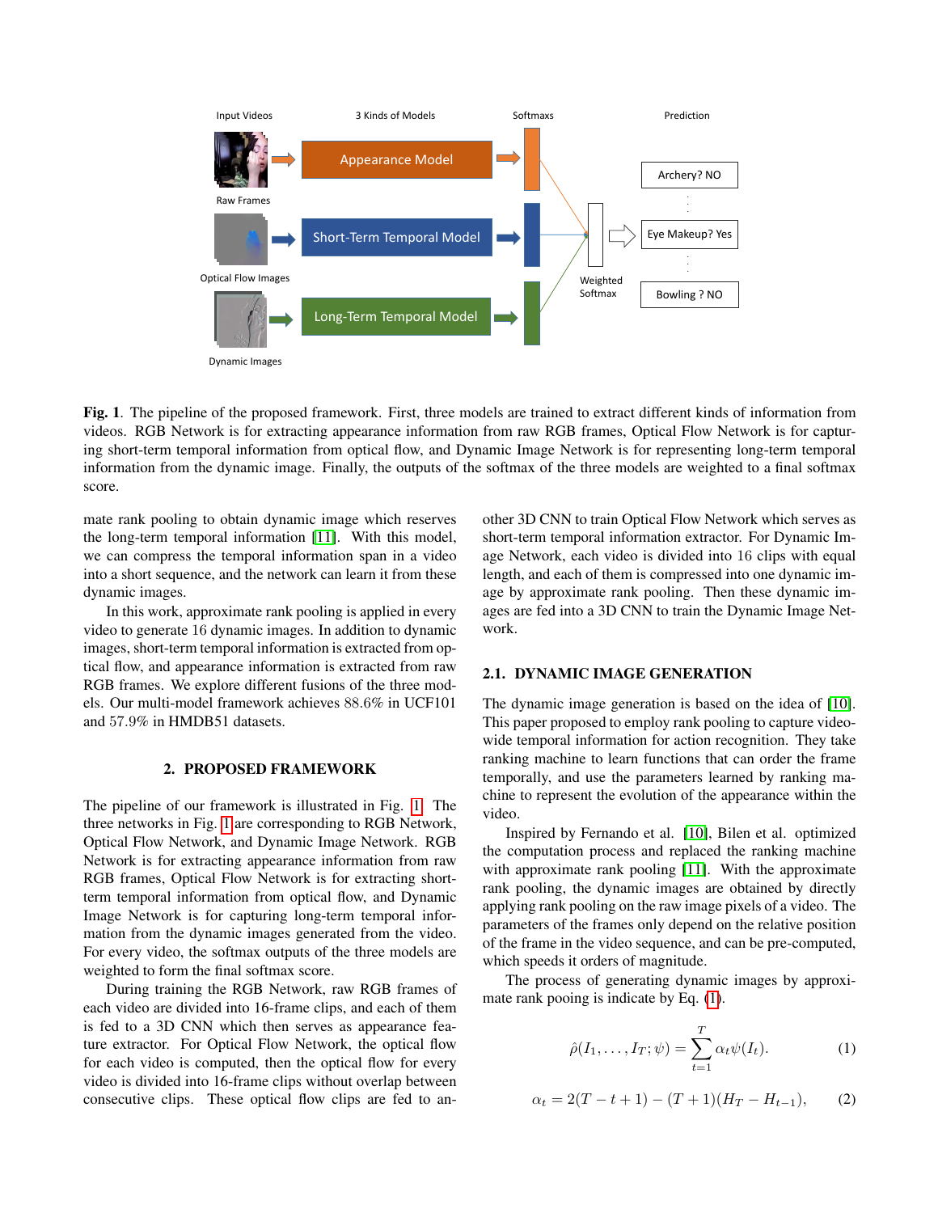**Fig. 1**. The pipeline of the proposed framework. First, three models are trained to extract different kinds of information from videos. RGB Network is for extracting appearance information from raw RGB frames, Optical Flow Network is for capturing short-term temporal information from optical flow, and Dynamic Image Network is for representing long-term temporal information from the dynamic image. Finally, the outputs of the softmax of the three models are weighted to a final softmax score.

mate rank pooling to obtain dynamic image which reserves the long-term temporal information [11]. With this model, we can compress the temporal information span in a video into a short sequence, and the network can learn it from these dynamic images.

In this work, approximate rank pooling is applied in every video to generate 16 dynamic images. In addition to dynamic images, short-term temporal information is extracted from optical flow, and appearance information is extracted from raw RGB frames. We explore different fusions of the three models. Our multi-model framework achieves 88.6% in UCF101 and 57.9% in HMDB51 datasets.

## 2. PROPOSED FRAMEWORK

The pipeline of our framework is illustrated in Fig. 1. The three networks in Fig. 1 are corresponding to RGB Network, Optical Flow Network, and Dynamic Image Network. RGB Network is for extracting appearance information from raw RGB frames, Optical Flow Network is for extracting short-term temporal information from optical flow, and Dynamic Image Network is for capturing long-term temporal information from the dynamic images generated from the video. For every video, the softmax outputs of the three models are weighted to form the final softmax score.

During training the RGB Network, raw RGB frames of each video are divided into 16-frame clips, and each of them is fed to a 3D CNN which then serves as appearance feature extractor. For Optical Flow Network, the optical flow for each video is computed, then the optical flow for every video is divided into 16-frame clips without overlap between consecutive clips. These optical flow clips are fed to another 3D CNN to train Optical Flow Network which serves as short-term temporal information extractor. For Dynamic Image Network, each video is divided into 16 clips with equal length, and each of them is compressed into one dynamic image by approximate rank pooling. Then these dynamic images are fed into a 3D CNN to train the Dynamic Image Network.

### 2.1. DYNAMIC IMAGE GENERATION

The dynamic image generation is based on the idea of [10]. This paper proposed to employ rank pooling to capture video-wide temporal information for action recognition. They take ranking machine to learn functions that can order the frame temporally, and use the parameters learned by ranking machine to represent the evolution of the appearance within the video.

Inspired by Fernando et al. [10], Bilen et al. optimized the computation process and replaced the ranking machine with approximate rank pooling [11]. With the approximate rank pooling, the dynamic images are obtained by directly applying rank pooling on the raw image pixels of a video. The parameters of the frames only depend on the relative position of the frame in the video sequence, and can be pre-computed, which speeds it orders of magnitude.

The process of generating dynamic images by approximate rank pooing is indicate by Eq. (1).

$$\hat{\rho}(I_1, \ldots, I_T; \psi) = \sum_{t=1}^{T} \alpha_t \psi(I_t). \tag{1}$$

$$\alpha_t = 2(T - t + 1) - (T + 1)(H_T - H_{t-1}), \tag{2}$$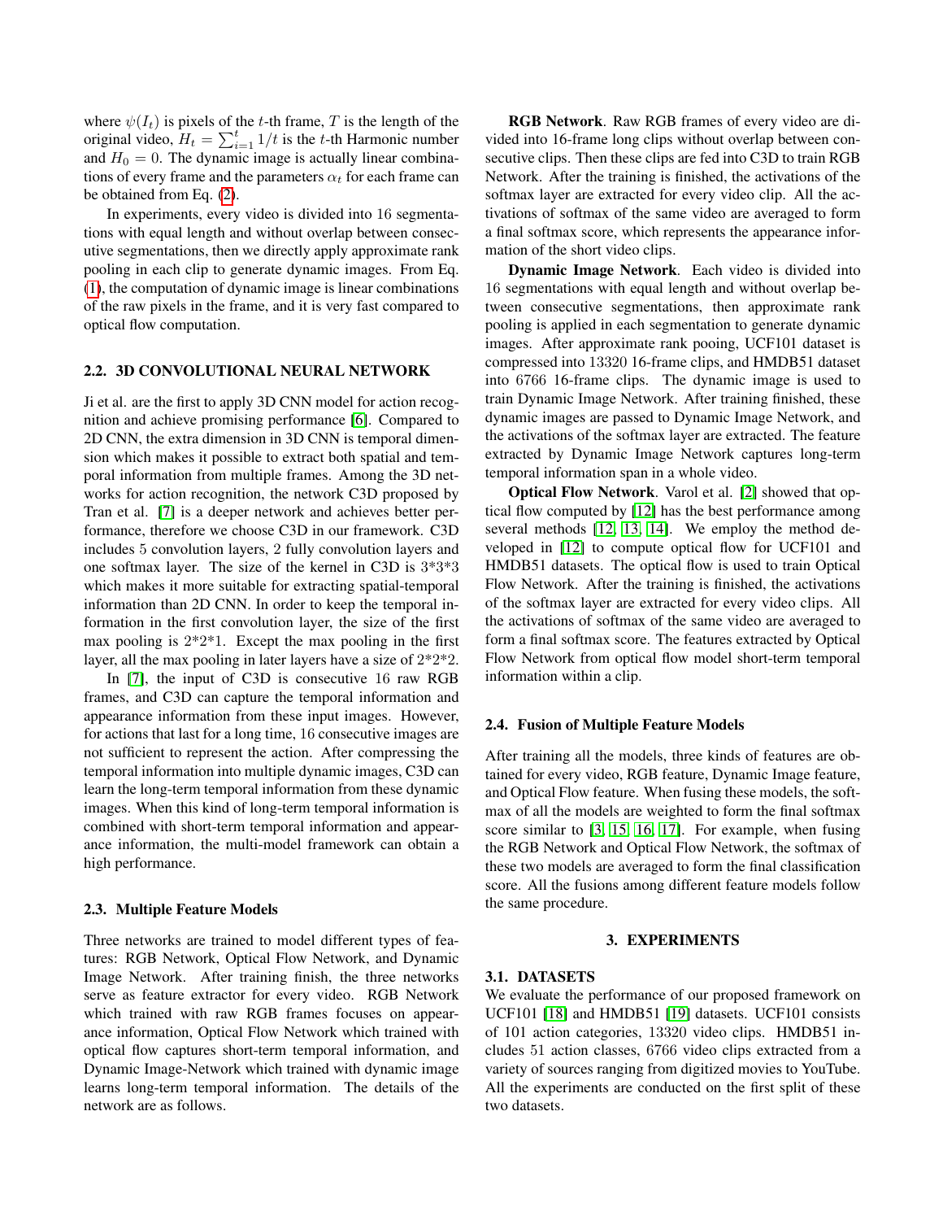where $\psi(I_t)$ is pixels of the $t$-th frame, $T$ is the length of the original video, $H_t = \sum_{i=1}^{t} 1/t$ is the $t$-th Harmonic number and $H_0 = 0$. The dynamic image is actually linear combinations of every frame and the parameters $\alpha_t$ for each frame can be obtained from Eq. (2).

In experiments, every video is divided into 16 segmentations with equal length and without overlap between consecutive segmentations, then we directly apply approximate rank pooling in each clip to generate dynamic images. From Eq. (1), the computation of dynamic image is linear combinations of the raw pixels in the frame, and it is very fast compared to optical flow computation.

### 2.2. 3D CONVOLUTIONAL NEURAL NETWORK

Ji et al. are the first to apply 3D CNN model for action recognition and achieve promising performance [6]. Compared to 2D CNN, the extra dimension in 3D CNN is temporal dimension which makes it possible to extract both spatial and temporal information from multiple frames. Among the 3D networks for action recognition, the network C3D proposed by Tran et al. [7] is a deeper network and achieves better performance, therefore we choose C3D in our framework. C3D includes 5 convolution layers, 2 fully convolution layers and one softmax layer. The size of the kernel in C3D is 3\*3\*3 which makes it more suitable for extracting spatial-temporal information than 2D CNN. In order to keep the temporal information in the first convolution layer, the size of the first max pooling is 2\*2\*1. Except the max pooling in the first layer, all the max pooling in later layers have a size of 2\*2\*2.

In [7], the input of C3D is consecutive 16 raw RGB frames, and C3D can capture the temporal information and appearance information from these input images. However, for actions that last for a long time, 16 consecutive images are not sufficient to represent the action. After compressing the temporal information into multiple dynamic images, C3D can learn the long-term temporal information from these dynamic images. When this kind of long-term temporal information is combined with short-term temporal information and appearance information, the multi-model framework can obtain a high performance.

### 2.3. Multiple Feature Models

Three networks are trained to model different types of features: RGB Network, Optical Flow Network, and Dynamic Image Network. After training finish, the three networks serve as feature extractor for every video. RGB Network which trained with raw RGB frames focuses on appearance information, Optical Flow Network which trained with optical flow captures short-term temporal information, and Dynamic Image-Network which trained with dynamic image learns long-term temporal information. The details of the network are as follows.

**RGB Network**. Raw RGB frames of every video are divided into 16-frame long clips without overlap between consecutive clips. Then these clips are fed into C3D to train RGB Network. After the training is finished, the activations of the softmax layer are extracted for every video clip. All the activations of softmax of the same video are averaged to form a final softmax score, which represents the appearance information of the short video clips.

**Dynamic Image Network**. Each video is divided into 16 segmentations with equal length and without overlap between consecutive segmentations, then approximate rank pooling is applied in each segmentation to generate dynamic images. After approximate rank pooing, UCF101 dataset is compressed into 13320 16-frame clips, and HMDB51 dataset into 6766 16-frame clips. The dynamic image is used to train Dynamic Image Network. After training finished, these dynamic images are passed to Dynamic Image Network, and the activations of the softmax layer are extracted. The feature extracted by Dynamic Image Network captures long-term temporal information span in a whole video.

**Optical Flow Network**. Varol et al. [2] showed that optical flow computed by [12] has the best performance among several methods [12, 13, 14]. We employ the method developed in [12] to compute optical flow for UCF101 and HMDB51 datasets. The optical flow is used to train Optical Flow Network. After the training is finished, the activations of the softmax layer are extracted for every video clips. All the activations of softmax of the same video are averaged to form a final softmax score. The features extracted by Optical Flow Network from optical flow model short-term temporal information within a clip.

### 2.4. Fusion of Multiple Feature Models

After training all the models, three kinds of features are obtained for every video, RGB feature, Dynamic Image feature, and Optical Flow feature. When fusing these models, the softmax of all the models are weighted to form the final softmax score similar to [3, 15, 16, 17]. For example, when fusing the RGB Network and Optical Flow Network, the softmax of these two models are averaged to form the final classification score. All the fusions among different feature models follow the same procedure.

## 3. EXPERIMENTS

### 3.1. DATASETS

We evaluate the performance of our proposed framework on UCF101 [18] and HMDB51 [19] datasets. UCF101 consists of 101 action categories, 13320 video clips. HMDB51 includes 51 action classes, 6766 video clips extracted from a variety of sources ranging from digitized movies to YouTube. All the experiments are conducted on the first split of these two datasets.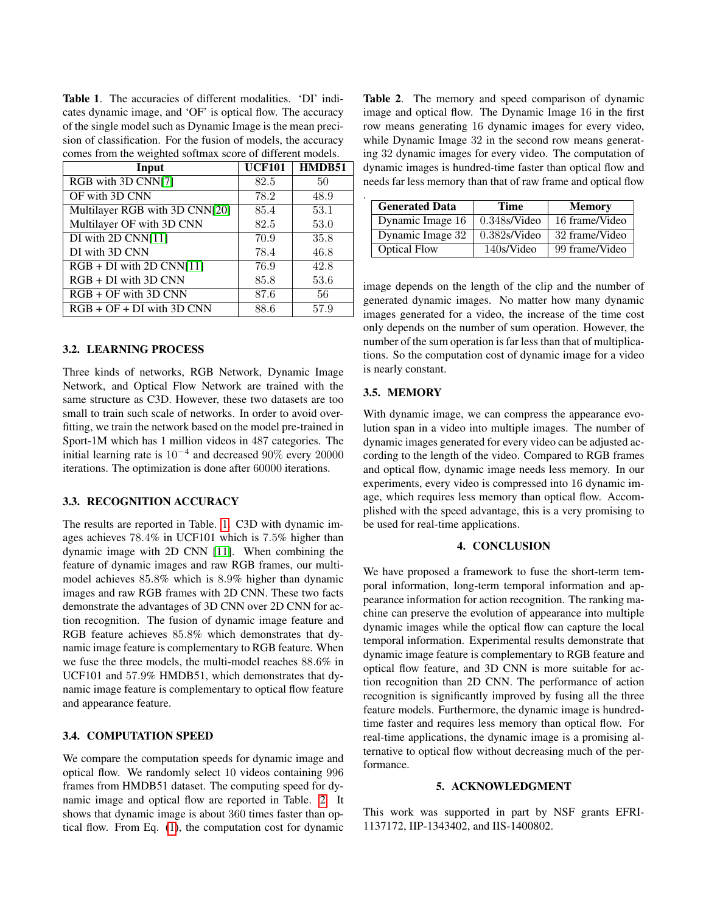**Table 1**. The accuracies of different modalities. 'DI' indicates dynamic image, and 'OF' is optical flow. The accuracy of the single model such as Dynamic Image is the mean precision of classification. For the fusion of models, the accuracy comes from the weighted softmax score of different models.

| Input | UCF101 | HMDB51 |
|---|---|---|
| RGB with 3D CNN[7] | 82.5 | 50 |
| OF with 3D CNN | 78.2 | 48.9 |
| Multilayer RGB with 3D CNN[20] | 85.4 | 53.1 |
| Multilayer OF with 3D CNN | 82.5 | 53.0 |
| DI with 2D CNN[11] | 70.9 | 35.8 |
| DI with 3D CNN | 78.4 | 46.8 |
| RGB + DI with 2D CNN[11] | 76.9 | 42.8 |
| RGB + DI with 3D CNN | 85.8 | 53.6 |
| RGB + OF with 3D CNN | 87.6 | 56 |
| RGB + OF + DI with 3D CNN | 88.6 | 57.9 |

### 3.2. LEARNING PROCESS

Three kinds of networks, RGB Network, Dynamic Image Network, and Optical Flow Network are trained with the same structure as C3D. However, these two datasets are too small to train such scale of networks. In order to avoid overfitting, we train the network based on the model pre-trained in Sport-1M which has 1 million videos in 487 categories. The initial learning rate is $10^{-4}$ and decreased 90% every 20000 iterations. The optimization is done after 60000 iterations.

### 3.3. RECOGNITION ACCURACY

The results are reported in Table. 1. C3D with dynamic images achieves 78.4% in UCF101 which is 7.5% higher than dynamic image with 2D CNN [11]. When combining the feature of dynamic images and raw RGB frames, our multi-model achieves 85.8% which is 8.9% higher than dynamic images and raw RGB frames with 2D CNN. These two facts demonstrate the advantages of 3D CNN over 2D CNN for action recognition. The fusion of dynamic image feature and RGB feature achieves 85.8% which demonstrates that dynamic image feature is complementary to RGB feature. When we fuse the three models, the multi-model reaches 88.6% in UCF101 and 57.9% HMDB51, which demonstrates that dynamic image feature is complementary to optical flow feature and appearance feature.

### 3.4. COMPUTATION SPEED

We compare the computation speeds for dynamic image and optical flow. We randomly select 10 videos containing 996 frames from HMDB51 dataset. The computation speed for dynamic image and optical flow are reported in Table. 2. It shows that dynamic image is about 360 times faster than optical flow. From Eq. (1), the computation cost for dynamic image depends on the length of the clip and the number of generated dynamic images. No matter how many dynamic images generated for a video, the increase of the time cost only depends on the number of sum operation. However, the number of the sum operation is far less than that of multiplications. So the computation cost of dynamic image for a video is nearly constant.

**Table 2**. The memory and speed comparison of dynamic image and optical flow. The Dynamic Image 16 in the first row means generating 16 dynamic images for every video, while Dynamic Image 32 in the second row means generating 32 dynamic images for every video. The computation of dynamic images is hundred-time faster than optical flow and needs far less memory than that of raw frame and optical flow .

| Generated Data | Time | Memory |
|---|---|---|
| Dynamic Image 16 | 0.348s/Video | 16 frame/Video |
| Dynamic Image 32 | 0.382s/Video | 32 frame/Video |
| Optical Flow | 140s/Video | 99 frame/Video |

### 3.5. MEMORY

With dynamic image, we can compress the appearance evolution span in a video into multiple images. The number of dynamic images generated for every video can be adjusted according to the length of the video. Compared to RGB frames and optical flow, dynamic image needs less memory. In our experiments, every video is compressed into 16 dynamic image, which requires less memory than optical flow. Accomplished with the speed advantage, this is a very promising to be used for real-time applications.

## 4. CONCLUSION

We have proposed a framework to fuse the short-term temporal information, long-term temporal information and appearance information for action recognition. The ranking machine can preserve the evolution of appearance into multiple dynamic images while the optical flow can capture the local temporal information. Experimental results demonstrate that dynamic image feature is complementary to RGB feature and optical flow feature, and 3D CNN is more suitable for action recognition than 2D CNN. The performance of action recognition is significantly improved by fusing all the three feature models. Furthermore, the dynamic image is hundred-time faster and requires less memory than optical flow. For real-time applications, the dynamic image is a promising alternative to optical flow without decreasing much of the performance.

## 5. ACKNOWLEDGMENT

This work was supported in part by NSF grants EFRI-1137172, IIP-1343402, and IIS-1400802.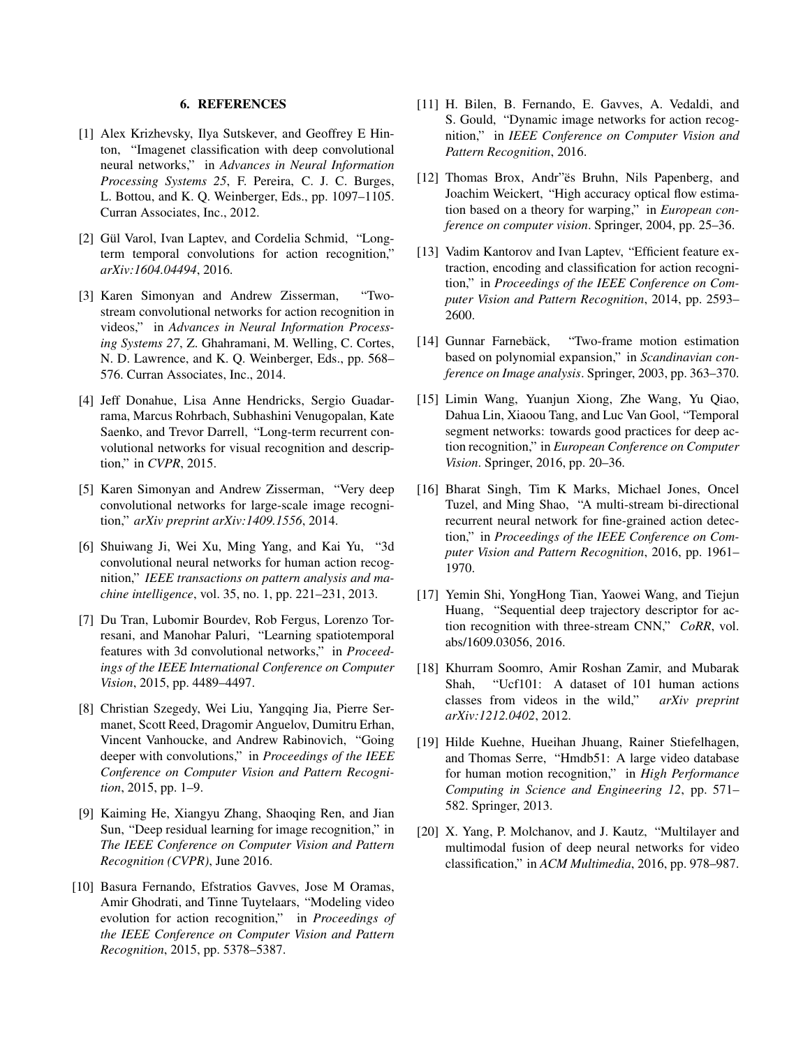# 6. REFERENCES

[1] Alex Krizhevsky, Ilya Sutskever, and Geoffrey E Hinton, "Imagenet classification with deep convolutional neural networks," in *Advances in Neural Information Processing Systems 25*, F. Pereira, C. J. C. Burges, L. Bottou, and K. Q. Weinberger, Eds., pp. 1097–1105. Curran Associates, Inc., 2012.

[2] Gül Varol, Ivan Laptev, and Cordelia Schmid, "Long-term temporal convolutions for action recognition," *arXiv:1604.04494*, 2016.

[3] Karen Simonyan and Andrew Zisserman, "Two-stream convolutional networks for action recognition in videos," in *Advances in Neural Information Processing Systems 27*, Z. Ghahramani, M. Welling, C. Cortes, N. D. Lawrence, and K. Q. Weinberger, Eds., pp. 568–576. Curran Associates, Inc., 2014.

[4] Jeff Donahue, Lisa Anne Hendricks, Sergio Guadarrama, Marcus Rohrbach, Subhashini Venugopalan, Kate Saenko, and Trevor Darrell, "Long-term recurrent convolutional networks for visual recognition and description," in *CVPR*, 2015.

[5] Karen Simonyan and Andrew Zisserman, "Very deep convolutional networks for large-scale image recognition," *arXiv preprint arXiv:1409.1556*, 2014.

[6] Shuiwang Ji, Wei Xu, Ming Yang, and Kai Yu, "3d convolutional neural networks for human action recognition," *IEEE transactions on pattern analysis and machine intelligence*, vol. 35, no. 1, pp. 221–231, 2013.

[7] Du Tran, Lubomir Bourdev, Rob Fergus, Lorenzo Torresani, and Manohar Paluri, "Learning spatiotemporal features with 3d convolutional networks," in *Proceedings of the IEEE International Conference on Computer Vision*, 2015, pp. 4489–4497.

[8] Christian Szegedy, Wei Liu, Yangqing Jia, Pierre Sermanet, Scott Reed, Dragomir Anguelov, Dumitru Erhan, Vincent Vanhoucke, and Andrew Rabinovich, "Going deeper with convolutions," in *Proceedings of the IEEE Conference on Computer Vision and Pattern Recognition*, 2015, pp. 1–9.

[9] Kaiming He, Xiangyu Zhang, Shaoqing Ren, and Jian Sun, "Deep residual learning for image recognition," in *The IEEE Conference on Computer Vision and Pattern Recognition (CVPR)*, June 2016.

[10] Basura Fernando, Efstratios Gavves, Jose M Oramas, Amir Ghodrati, and Tinne Tuytelaars, "Modeling video evolution for action recognition," in *Proceedings of the IEEE Conference on Computer Vision and Pattern Recognition*, 2015, pp. 5378–5387.

[11] H. Bilen, B. Fernando, E. Gavves, A. Vedaldi, and S. Gould, "Dynamic image networks for action recognition," in *IEEE Conference on Computer Vision and Pattern Recognition*, 2016.

[12] Thomas Brox, Andr"ës Bruhn, Nils Papenberg, and Joachim Weickert, "High accuracy optical flow estimation based on a theory for warping," in *European conference on computer vision*. Springer, 2004, pp. 25–36.

[13] Vadim Kantorov and Ivan Laptev, "Efficient feature extraction, encoding and classification for action recognition," in *Proceedings of the IEEE Conference on Computer Vision and Pattern Recognition*, 2014, pp. 2593–2600.

[14] Gunnar Farnebäck, "Two-frame motion estimation based on polynomial expansion," in *Scandinavian conference on Image analysis*. Springer, 2003, pp. 363–370.

[15] Limin Wang, Yuanjun Xiong, Zhe Wang, Yu Qiao, Dahua Lin, Xiaoou Tang, and Luc Van Gool, "Temporal segment networks: towards good practices for deep action recognition," in *European Conference on Computer Vision*. Springer, 2016, pp. 20–36.

[16] Bharat Singh, Tim K Marks, Michael Jones, Oncel Tuzel, and Ming Shao, "A multi-stream bi-directional recurrent neural network for fine-grained action detection," in *Proceedings of the IEEE Conference on Computer Vision and Pattern Recognition*, 2016, pp. 1961–1970.

[17] Yemin Shi, YongHong Tian, Yaowei Wang, and Tiejun Huang, "Sequential deep trajectory descriptor for action recognition with three-stream CNN," *CoRR*, vol. abs/1609.03056, 2016.

[18] Khurram Soomro, Amir Roshan Zamir, and Mubarak Shah, "Ucf101: A dataset of 101 human actions classes from videos in the wild," *arXiv preprint arXiv:1212.0402*, 2012.

[19] Hilde Kuehne, Hueihan Jhuang, Rainer Stiefelhagen, and Thomas Serre, "Hmdb51: A large video database for human motion recognition," in *High Performance Computing in Science and Engineering 12*, pp. 571–582. Springer, 2013.

[20] X. Yang, P. Molchanov, and J. Kautz, "Multilayer and multimodal fusion of deep neural networks for video classification," in *ACM Multimedia*, 2016, pp. 978–987.